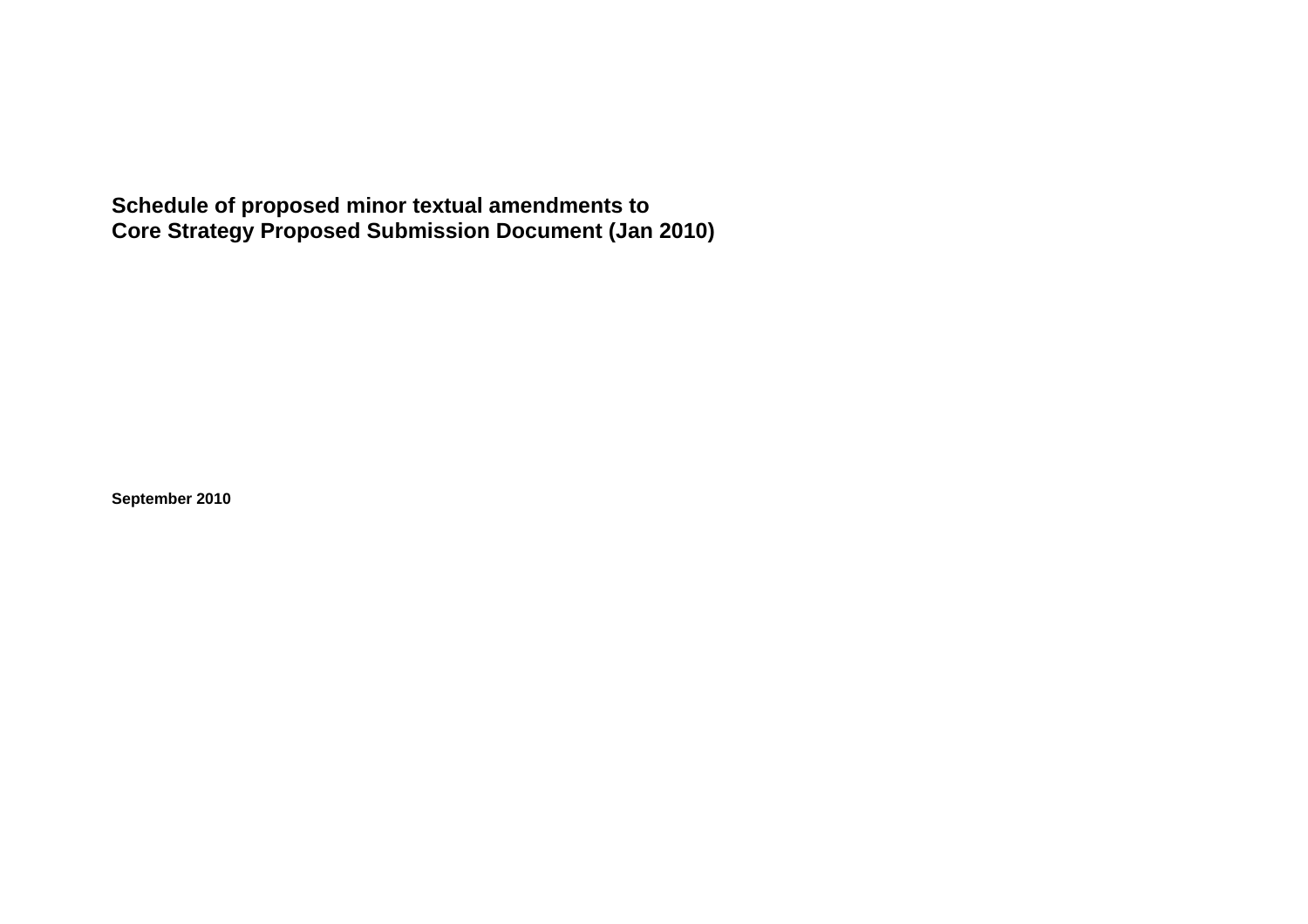# Schedule of proposed minor textual amendments to Core Strategy Proposed Submission Document (Jan 2010)

**September 2010**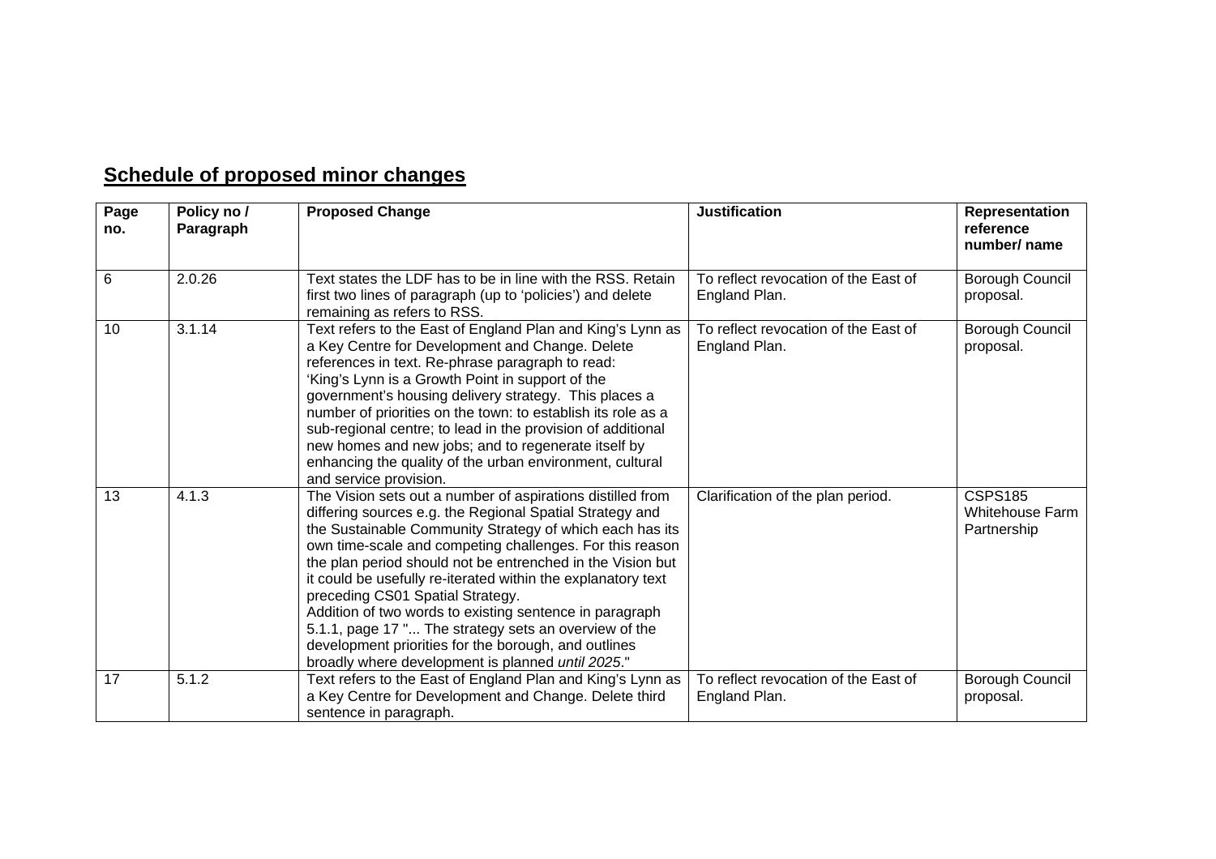## Schedule of proposed minor changes

| Page no. | Policy no / Paragraph | Proposed Change | Justification | Representation reference number/ name |
|---|---|---|---|---|
| 6 | 2.0.26 | Text states the LDF has to be in line with the RSS. Retain first two lines of paragraph (up to 'policies') and delete remaining as refers to RSS. | To reflect revocation of the East of England Plan. | Borough Council proposal. |
| 10 | 3.1.14 | Text refers to the East of England Plan and King's Lynn as a Key Centre for Development and Change. Delete references in text. Re-phrase paragraph to read: 'King's Lynn is a Growth Point in support of the government's housing delivery strategy. This places a number of priorities on the town: to establish its role as a sub-regional centre; to lead in the provision of additional new homes and new jobs; and to regenerate itself by enhancing the quality of the urban environment, cultural and service provision. | To reflect revocation of the East of England Plan. | Borough Council proposal. |
| 13 | 4.1.3 | The Vision sets out a number of aspirations distilled from differing sources e.g. the Regional Spatial Strategy and the Sustainable Community Strategy of which each has its own time-scale and competing challenges. For this reason the plan period should not be entrenched in the Vision but it could be usefully re-iterated within the explanatory text preceding CS01 Spatial Strategy.<br>Addition of two words to existing sentence in paragraph 5.1.1, page 17 "... The strategy sets an overview of the development priorities for the borough, and outlines broadly where development is planned *until 2025*." | Clarification of the plan period. | CSPS185 Whitehouse Farm Partnership |
| 17 | 5.1.2 | Text refers to the East of England Plan and King's Lynn as a Key Centre for Development and Change. Delete third sentence in paragraph. | To reflect revocation of the East of England Plan. | Borough Council proposal. |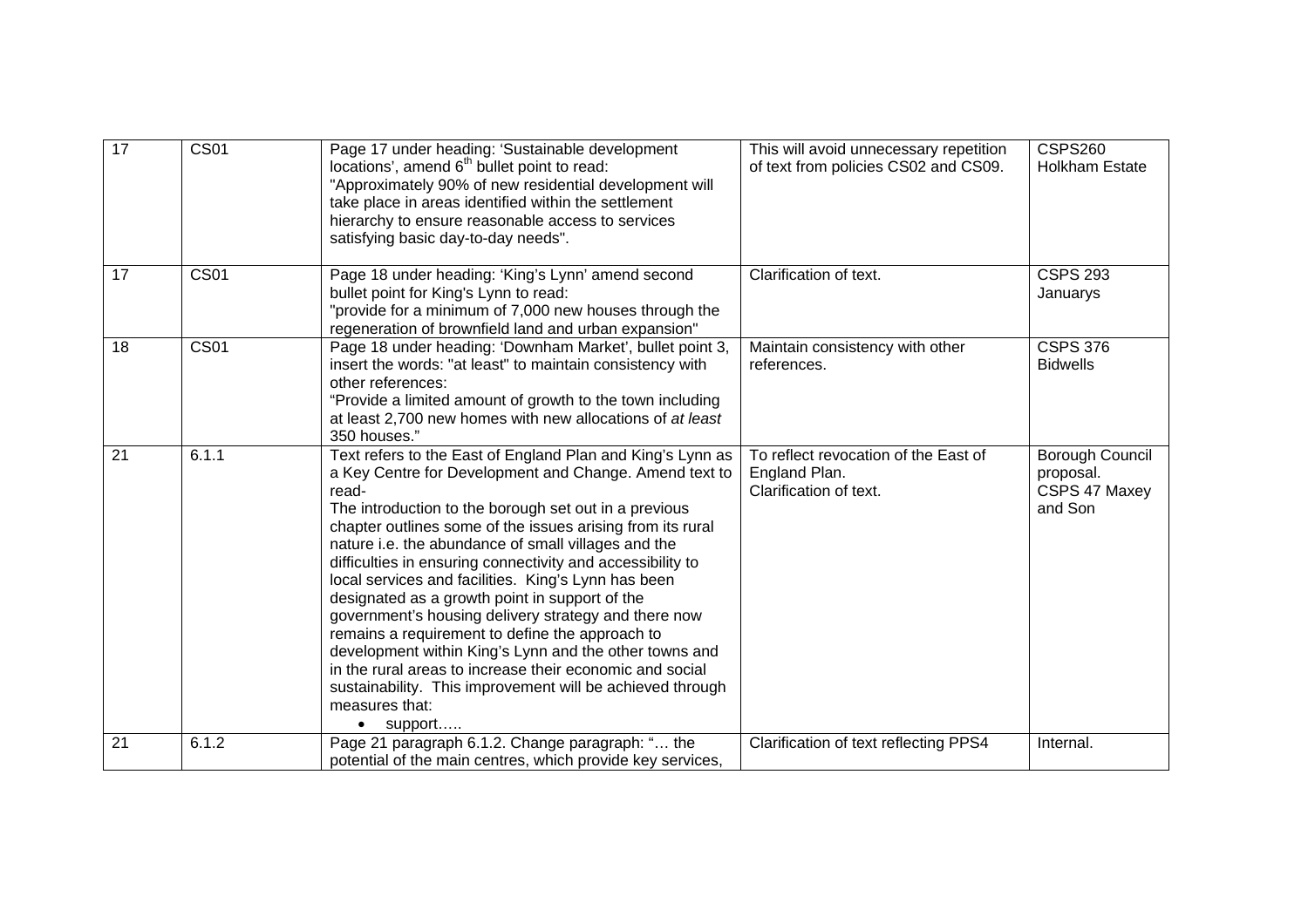| 17 | CS01 | Page 17 under heading: 'Sustainable development locations', amend 6th bullet point to read: "Approximately 90% of new residential development will take place in areas identified within the settlement hierarchy to ensure reasonable access to services satisfying basic day-to-day needs". | This will avoid unnecessary repetition of text from policies CS02 and CS09. | CSPS260 Holkham Estate |
|---|---|---|---|---|
| 17 | CS01 | Page 18 under heading: 'King's Lynn' amend second bullet point for King's Lynn to read: "provide for a minimum of 7,000 new houses through the regeneration of brownfield land and urban expansion" | Clarification of text. | CSPS 293 Januarys |
| 18 | CS01 | Page 18 under heading: 'Downham Market', bullet point 3, insert the words: "at least" to maintain consistency with other references: "Provide a limited amount of growth to the town including at least 2,700 new homes with new allocations of *at least* 350 houses." | Maintain consistency with other references. | CSPS 376 Bidwells |
| 21 | 6.1.1 | Text refers to the East of England Plan and King's Lynn as a Key Centre for Development and Change. Amend text to read- The introduction to the borough set out in a previous chapter outlines some of the issues arising from its rural nature i.e. the abundance of small villages and the difficulties in ensuring connectivity and accessibility to local services and facilities. King's Lynn has been designated as a growth point in support of the government's housing delivery strategy and there now remains a requirement to define the approach to development within King's Lynn and the other towns and in the rural areas to increase their economic and social sustainability. This improvement will be achieved through measures that: • support….. | To reflect revocation of the East of England Plan. Clarification of text. | Borough Council proposal. CSPS 47 Maxey and Son |
| 21 | 6.1.2 | Page 21 paragraph 6.1.2. Change paragraph: "… the potential of the main centres, which provide key services, | Clarification of text reflecting PPS4 | Internal. |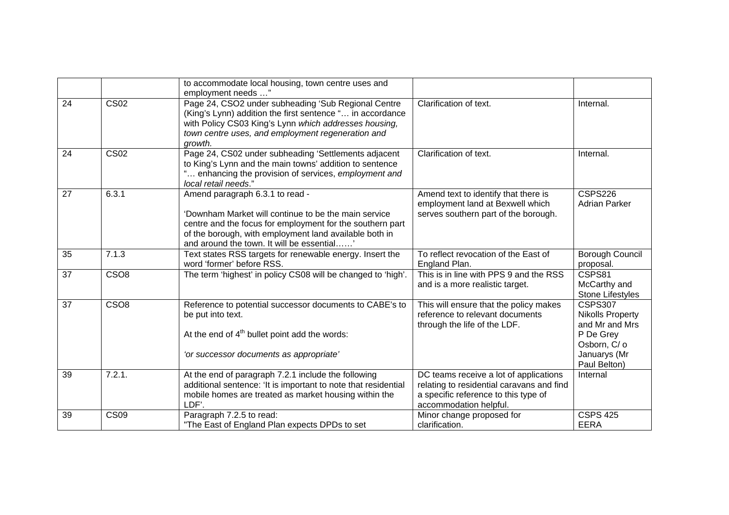| | | to accommodate local housing, town centre uses and employment needs …" | | |
|---|---|---|---|---|
| 24 | CS02 | Page 24, CSO2 under subheading 'Sub Regional Centre (King's Lynn) addition the first sentence "… in accordance with Policy CS03 King's Lynn *which addresses housing, town centre uses, and employment regeneration and growth.* | Clarification of text. | Internal. |
| 24 | CS02 | Page 24, CS02 under subheading 'Settlements adjacent to King's Lynn and the main towns' addition to sentence "… enhancing the provision of services, *employment and local retail needs*." | Clarification of text. | Internal. |
| 27 | 6.3.1 | Amend paragraph 6.3.1 to read - <br><br> 'Downham Market will continue to be the main service centre and the focus for employment for the southern part of the borough, with employment land available both in and around the town. It will be essential……' | Amend text to identify that there is employment land at Bexwell which serves southern part of the borough. | CSPS226 Adrian Parker |
| 35 | 7.1.3 | Text states RSS targets for renewable energy. Insert the word 'former' before RSS. | To reflect revocation of the East of England Plan. | Borough Council proposal. |
| 37 | CSO8 | The term 'highest' in policy CS08 will be changed to 'high'. | This is in line with PPS 9 and the RSS and is a more realistic target. | CSPS81 McCarthy and Stone Lifestyles |
| 37 | CSO8 | Reference to potential successor documents to CABE's to be put into text. <br><br> At the end of 4th bullet point add the words: <br><br> *'or successor documents as appropriate'* | This will ensure that the policy makes reference to relevant documents through the life of the LDF. | CSPS307 Nikolls Property and Mr and Mrs P De Grey Osborn, C/ o Januarys (Mr Paul Belton) |
| 39 | 7.2.1. | At the end of paragraph 7.2.1 include the following additional sentence: 'It is important to note that residential mobile homes are treated as market housing within the LDF'. | DC teams receive a lot of applications relating to residential caravans and find a specific reference to this type of accommodation helpful. | Internal |
| 39 | CS09 | Paragraph 7.2.5 to read: <br> "The East of England Plan expects DPDs to set | Minor change proposed for clarification. | CSPS 425 EERA |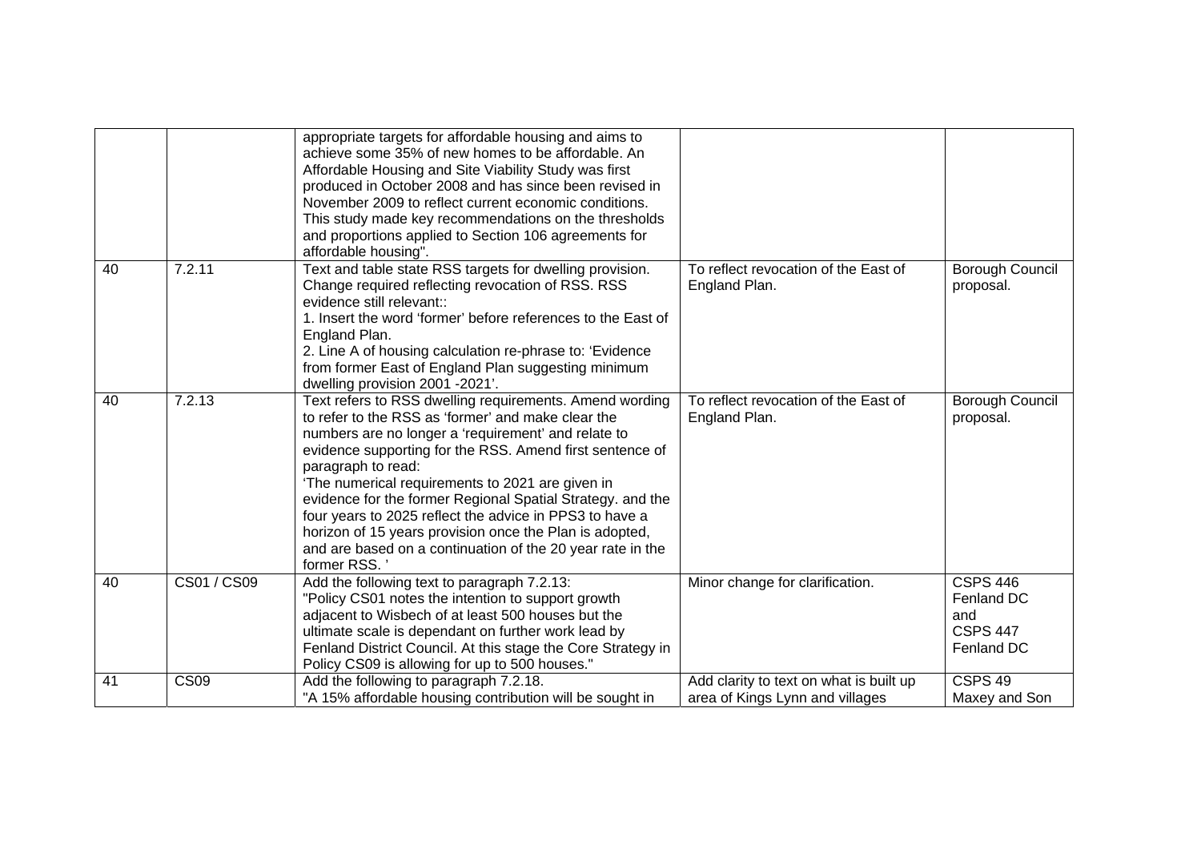| | | | | |
|---|---|---|---|---|
| | | appropriate targets for affordable housing and aims to achieve some 35% of new homes to be affordable. An Affordable Housing and Site Viability Study was first produced in October 2008 and has since been revised in November 2009 to reflect current economic conditions. This study made key recommendations on the thresholds and proportions applied to Section 106 agreements for affordable housing". | | |
| 40 | 7.2.11 | Text and table state RSS targets for dwelling provision. Change required reflecting revocation of RSS. RSS evidence still relevant::<br>1. Insert the word 'former' before references to the East of England Plan.<br>2. Line A of housing calculation re-phrase to: 'Evidence from former East of England Plan suggesting minimum dwelling provision 2001 -2021'. | To reflect revocation of the East of England Plan. | Borough Council proposal. |
| 40 | 7.2.13 | Text refers to RSS dwelling requirements. Amend wording to refer to the RSS as 'former' and make clear the numbers are no longer a 'requirement' and relate to evidence supporting for the RSS. Amend first sentence of paragraph to read:<br>'The numerical requirements to 2021 are given in evidence for the former Regional Spatial Strategy. and the four years to 2025 reflect the advice in PPS3 to have a horizon of 15 years provision once the Plan is adopted, and are based on a continuation of the 20 year rate in the former RSS. ' | To reflect revocation of the East of England Plan. | Borough Council proposal. |
| 40 | CS01 / CS09 | Add the following text to paragraph 7.2.13:<br>"Policy CS01 notes the intention to support growth adjacent to Wisbech of at least 500 houses but the ultimate scale is dependant on further work lead by Fenland District Council. At this stage the Core Strategy in Policy CS09 is allowing for up to 500 houses." | Minor change for clarification. | CSPS 446 Fenland DC and CSPS 447 Fenland DC |
| 41 | CS09 | Add the following to paragraph 7.2.18.<br>"A 15% affordable housing contribution will be sought in | Add clarity to text on what is built up area of Kings Lynn and villages | CSPS 49 Maxey and Son |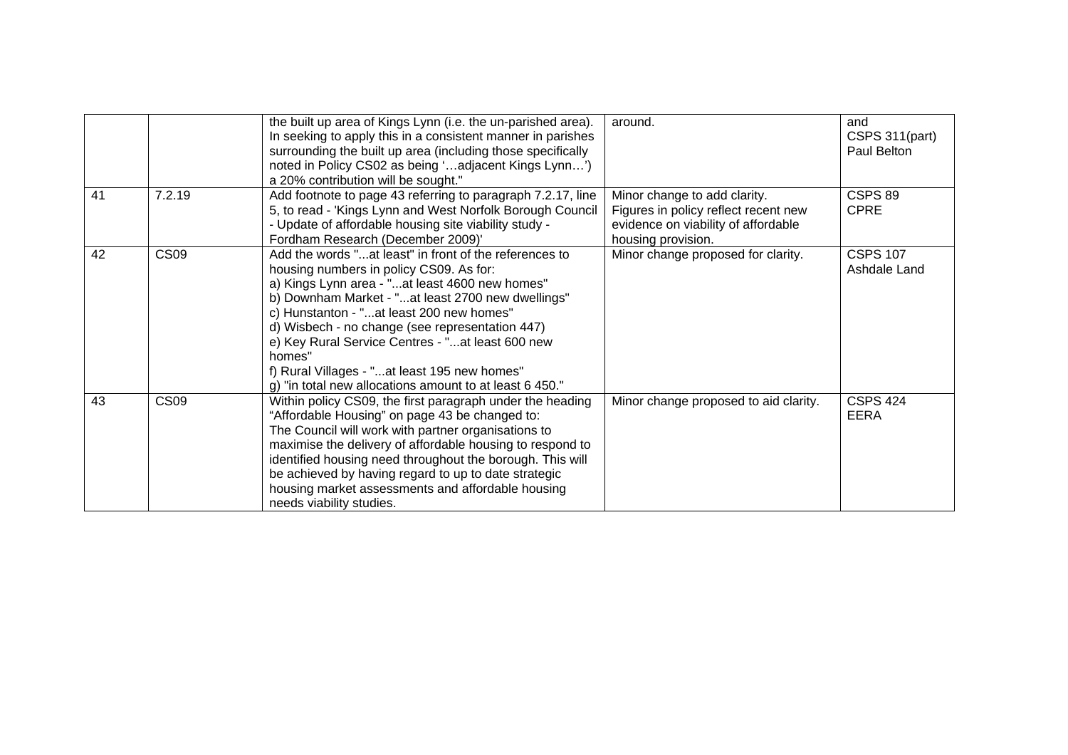| | | | | |
|---|---|---|---|---|
| | | the built up area of Kings Lynn (i.e. the un-parished area). In seeking to apply this in a consistent manner in parishes surrounding the built up area (including those specifically noted in Policy CS02 as being '…adjacent Kings Lynn…') a 20% contribution will be sought." | around. | and CSPS 311(part) Paul Belton |
| 41 | 7.2.19 | Add footnote to page 43 referring to paragraph 7.2.17, line 5, to read - 'Kings Lynn and West Norfolk Borough Council - Update of affordable housing site viability study - Fordham Research (December 2009)' | Minor change to add clarity. Figures in policy reflect recent new evidence on viability of affordable housing provision. | CSPS 89 CPRE |
| 42 | CS09 | Add the words "...at least" in front of the references to housing numbers in policy CS09. As for:<br>a) Kings Lynn area - "...at least 4600 new homes"<br>b) Downham Market - "...at least 2700 new dwellings"<br>c) Hunstanton - "...at least 200 new homes"<br>d) Wisbech - no change (see representation 447)<br>e) Key Rural Service Centres - "...at least 600 new homes"<br>f) Rural Villages - "...at least 195 new homes"<br>g) "in total new allocations amount to at least 6 450." | Minor change proposed for clarity. | CSPS 107 Ashdale Land |
| 43 | CS09 | Within policy CS09, the first paragraph under the heading "Affordable Housing" on page 43 be changed to:<br>The Council will work with partner organisations to maximise the delivery of affordable housing to respond to identified housing need throughout the borough. This will be achieved by having regard to up to date strategic housing market assessments and affordable housing needs viability studies. | Minor change proposed to aid clarity. | CSPS 424 EERA |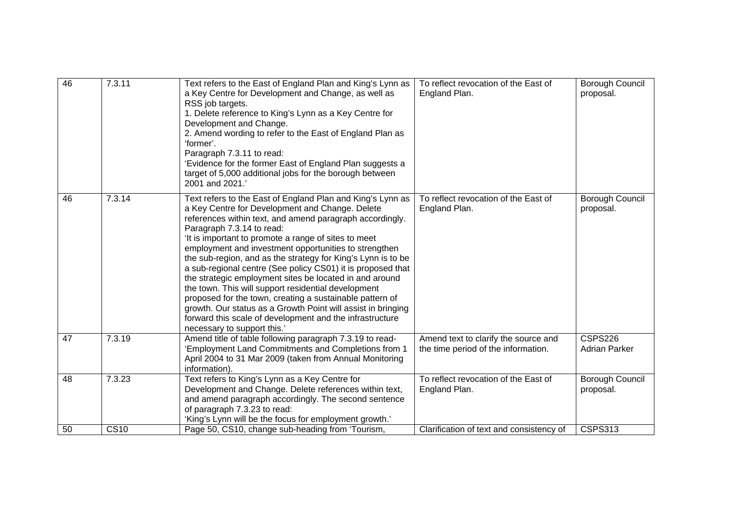| | | | | |
|---|---|---|---|---|
| 46 | 7.3.11 | Text refers to the East of England Plan and King's Lynn as a Key Centre for Development and Change, as well as RSS job targets.<br>1. Delete reference to King's Lynn as a Key Centre for Development and Change.<br>2. Amend wording to refer to the East of England Plan as 'former'.<br>Paragraph 7.3.11 to read:<br>'Evidence for the former East of England Plan suggests a target of 5,000 additional jobs for the borough between 2001 and 2021.' | To reflect revocation of the East of England Plan. | Borough Council proposal. |
| 46 | 7.3.14 | Text refers to the East of England Plan and King's Lynn as a Key Centre for Development and Change. Delete references within text, and amend paragraph accordingly.<br>Paragraph 7.3.14 to read:<br>'It is important to promote a range of sites to meet employment and investment opportunities to strengthen the sub-region, and as the strategy for King's Lynn is to be a sub-regional centre (See policy CS01) it is proposed that the strategic employment sites be located in and around the town. This will support residential development proposed for the town, creating a sustainable pattern of growth. Our status as a Growth Point will assist in bringing forward this scale of development and the infrastructure necessary to support this.' | To reflect revocation of the East of England Plan. | Borough Council proposal. |
| 47 | 7.3.19 | Amend title of table following paragraph 7.3.19 to read- 'Employment Land Commitments and Completions from 1 April 2004 to 31 Mar 2009 (taken from Annual Monitoring information). | Amend text to clarify the source and the time period of the information. | CSPS226 Adrian Parker |
| 48 | 7.3.23 | Text refers to King's Lynn as a Key Centre for Development and Change. Delete references within text, and amend paragraph accordingly. The second sentence of paragraph 7.3.23 to read:<br>'King's Lynn will be the focus for employment growth.' | To reflect revocation of the East of England Plan. | Borough Council proposal. |
| 50 | CS10 | Page 50, CS10, change sub-heading from 'Tourism, | Clarification of text and consistency of | CSPS313 |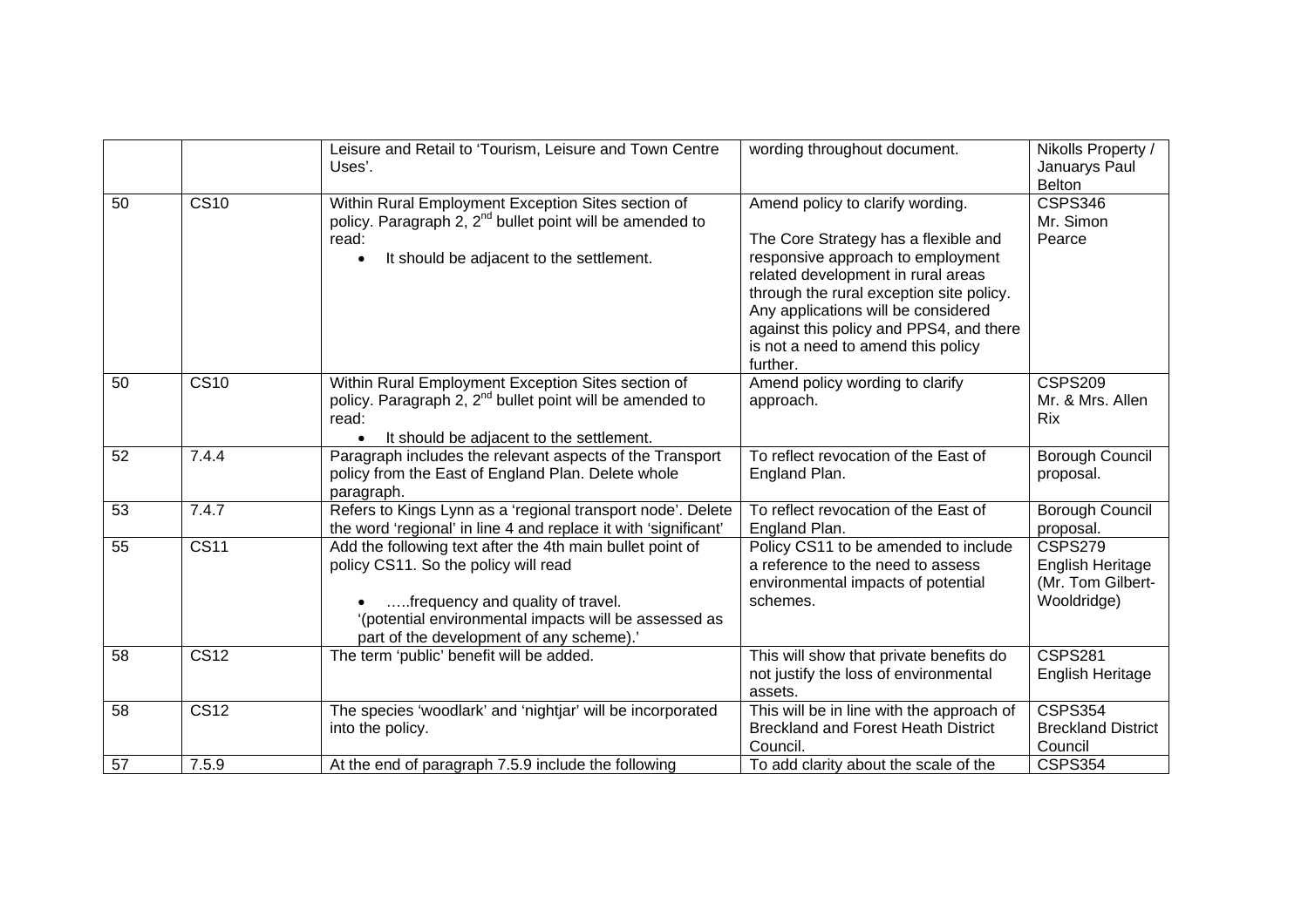|  |  | Leisure and Retail to 'Tourism, Leisure and Town Centre Uses'. | wording throughout document. | Nikolls Property / Januarys Paul Belton |
|---|---|---|---|---|
| 50 | CS10 | Within Rural Employment Exception Sites section of policy. Paragraph 2, 2nd bullet point will be amended to read:<br>• It should be adjacent to the settlement. | Amend policy to clarify wording.<br><br>The Core Strategy has a flexible and responsive approach to employment related development in rural areas through the rural exception site policy. Any applications will be considered against this policy and PPS4, and there is not a need to amend this policy further. | CSPS346 Mr. Simon Pearce |
| 50 | CS10 | Within Rural Employment Exception Sites section of policy. Paragraph 2, 2nd bullet point will be amended to read:<br>• It should be adjacent to the settlement. | Amend policy wording to clarify approach. | CSPS209 Mr. & Mrs. Allen Rix |
| 52 | 7.4.4 | Paragraph includes the relevant aspects of the Transport policy from the East of England Plan. Delete whole paragraph. | To reflect revocation of the East of England Plan. | Borough Council proposal. |
| 53 | 7.4.7 | Refers to Kings Lynn as a 'regional transport node'. Delete the word 'regional' in line 4 and replace it with 'significant' | To reflect revocation of the East of England Plan. | Borough Council proposal. |
| 55 | CS11 | Add the following text after the 4th main bullet point of policy CS11. So the policy will read<br><br>• …..frequency and quality of travel.<br>'(potential environmental impacts will be assessed as part of the development of any scheme).' | Policy CS11 to be amended to include a reference to the need to assess environmental impacts of potential schemes. | CSPS279 English Heritage (Mr. Tom Gilbert-Wooldridge) |
| 58 | CS12 | The term 'public' benefit will be added. | This will show that private benefits do not justify the loss of environmental assets. | CSPS281 English Heritage |
| 58 | CS12 | The species 'woodlark' and 'nightjar' will be incorporated into the policy. | This will be in line with the approach of Breckland and Forest Heath District Council. | CSPS354 Breckland District Council |
| 57 | 7.5.9 | At the end of paragraph 7.5.9 include the following | To add clarity about the scale of the | CSPS354 |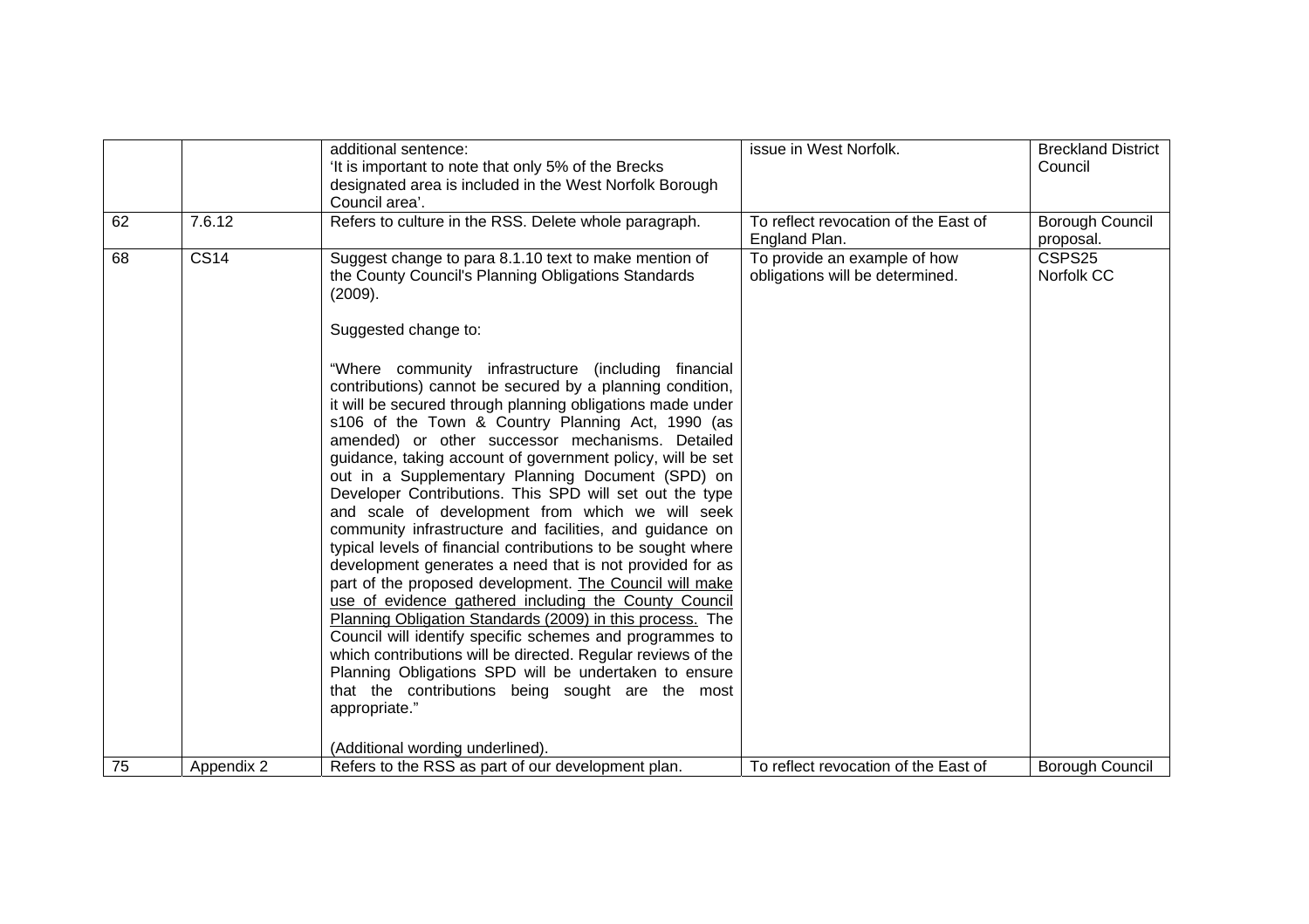| | | | | |
|---|---|---|---|---|
| | | additional sentence:<br>'It is important to note that only 5% of the Brecks designated area is included in the West Norfolk Borough Council area'. | issue in West Norfolk. | Breckland District Council |
| 62 | 7.6.12 | Refers to culture in the RSS. Delete whole paragraph. | To reflect revocation of the East of England Plan. | Borough Council proposal. |
| 68 | CS14 | Suggest change to para 8.1.10 text to make mention of the County Council's Planning Obligations Standards (2009).<br><br>Suggested change to:<br><br>"Where community infrastructure (including financial contributions) cannot be secured by a planning condition, it will be secured through planning obligations made under s106 of the Town & Country Planning Act, 1990 (as amended) or other successor mechanisms. Detailed guidance, taking account of government policy, will be set out in a Supplementary Planning Document (SPD) on Developer Contributions. This SPD will set out the type and scale of development from which we will seek community infrastructure and facilities, and guidance on typical levels of financial contributions to be sought where development generates a need that is not provided for as part of the proposed development. <u>The Council will make use of evidence gathered including the County Council Planning Obligation Standards (2009) in this process.</u> The Council will identify specific schemes and programmes to which contributions will be directed. Regular reviews of the Planning Obligations SPD will be undertaken to ensure that the contributions being sought are the most appropriate."<br><br>(Additional wording underlined). | To provide an example of how obligations will be determined. | CSPS25<br>Norfolk CC |
| 75 | Appendix 2 | Refers to the RSS as part of our development plan. | To reflect revocation of the East of | Borough Council |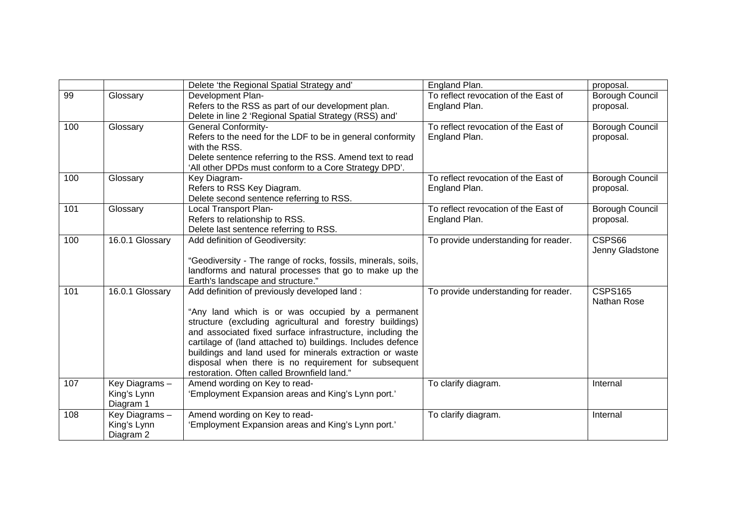| | | Delete 'the Regional Spatial Strategy and' | England Plan. | proposal. |
|---|---|---|---|---|
| 99 | Glossary | Development Plan-<br>Refers to the RSS as part of our development plan.<br>Delete in line 2 'Regional Spatial Strategy (RSS) and' | To reflect revocation of the East of England Plan. | Borough Council proposal. |
| 100 | Glossary | General Conformity-<br>Refers to the need for the LDF to be in general conformity with the RSS.<br>Delete sentence referring to the RSS. Amend text to read 'All other DPDs must conform to a Core Strategy DPD'. | To reflect revocation of the East of England Plan. | Borough Council proposal. |
| 100 | Glossary | Key Diagram-<br>Refers to RSS Key Diagram.<br>Delete second sentence referring to RSS. | To reflect revocation of the East of England Plan. | Borough Council proposal. |
| 101 | Glossary | Local Transport Plan-<br>Refers to relationship to RSS.<br>Delete last sentence referring to RSS. | To reflect revocation of the East of England Plan. | Borough Council proposal. |
| 100 | 16.0.1 Glossary | Add definition of Geodiversity:<br><br>"Geodiversity - The range of rocks, fossils, minerals, soils, landforms and natural processes that go to make up the Earth's landscape and structure." | To provide understanding for reader. | CSPS66<br>Jenny Gladstone |
| 101 | 16.0.1 Glossary | Add definition of previously developed land :<br><br>"Any land which is or was occupied by a permanent structure (excluding agricultural and forestry buildings) and associated fixed surface infrastructure, including the cartilage of (land attached to) buildings. Includes defence buildings and land used for minerals extraction or waste disposal when there is no requirement for subsequent restoration. Often called Brownfield land." | To provide understanding for reader. | CSPS165<br>Nathan Rose |
| 107 | Key Diagrams – King's Lynn Diagram 1 | Amend wording on Key to read-<br>'Employment Expansion areas and King's Lynn port.' | To clarify diagram. | Internal |
| 108 | Key Diagrams – King's Lynn Diagram 2 | Amend wording on Key to read-<br>'Employment Expansion areas and King's Lynn port.' | To clarify diagram. | Internal |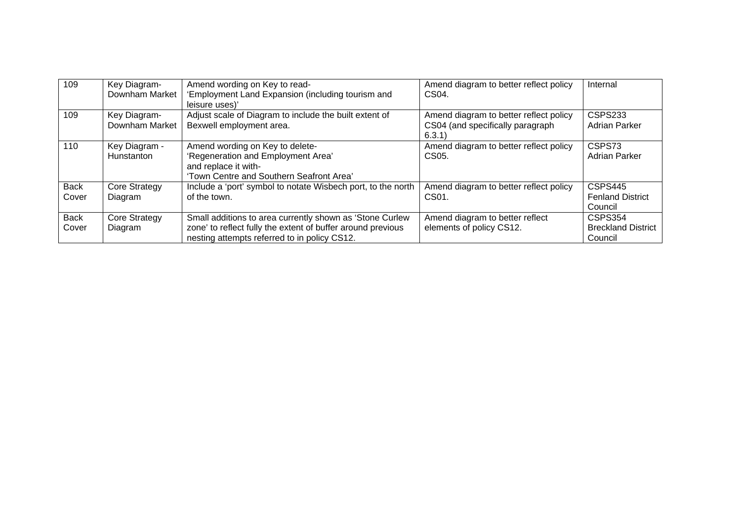| | | | | |
|---|---|---|---|---|
| 109 | Key Diagram- Downham Market | Amend wording on Key to read- 'Employment Land Expansion (including tourism and leisure uses)' | Amend diagram to better reflect policy CS04. | Internal |
| 109 | Key Diagram- Downham Market | Adjust scale of Diagram to include the built extent of Bexwell employment area. | Amend diagram to better reflect policy CS04 (and specifically paragraph 6.3.1) | CSPS233 Adrian Parker |
| 110 | Key Diagram - Hunstanton | Amend wording on Key to delete- 'Regeneration and Employment Area' and replace it with- 'Town Centre and Southern Seafront Area' | Amend diagram to better reflect policy CS05. | CSPS73 Adrian Parker |
| Back Cover | Core Strategy Diagram | Include a 'port' symbol to notate Wisbech port, to the north of the town. | Amend diagram to better reflect policy CS01. | CSPS445 Fenland District Council |
| Back Cover | Core Strategy Diagram | Small additions to area currently shown as 'Stone Curlew zone' to reflect fully the extent of buffer around previous nesting attempts referred to in policy CS12. | Amend diagram to better reflect elements of policy CS12. | CSPS354 Breckland District Council |